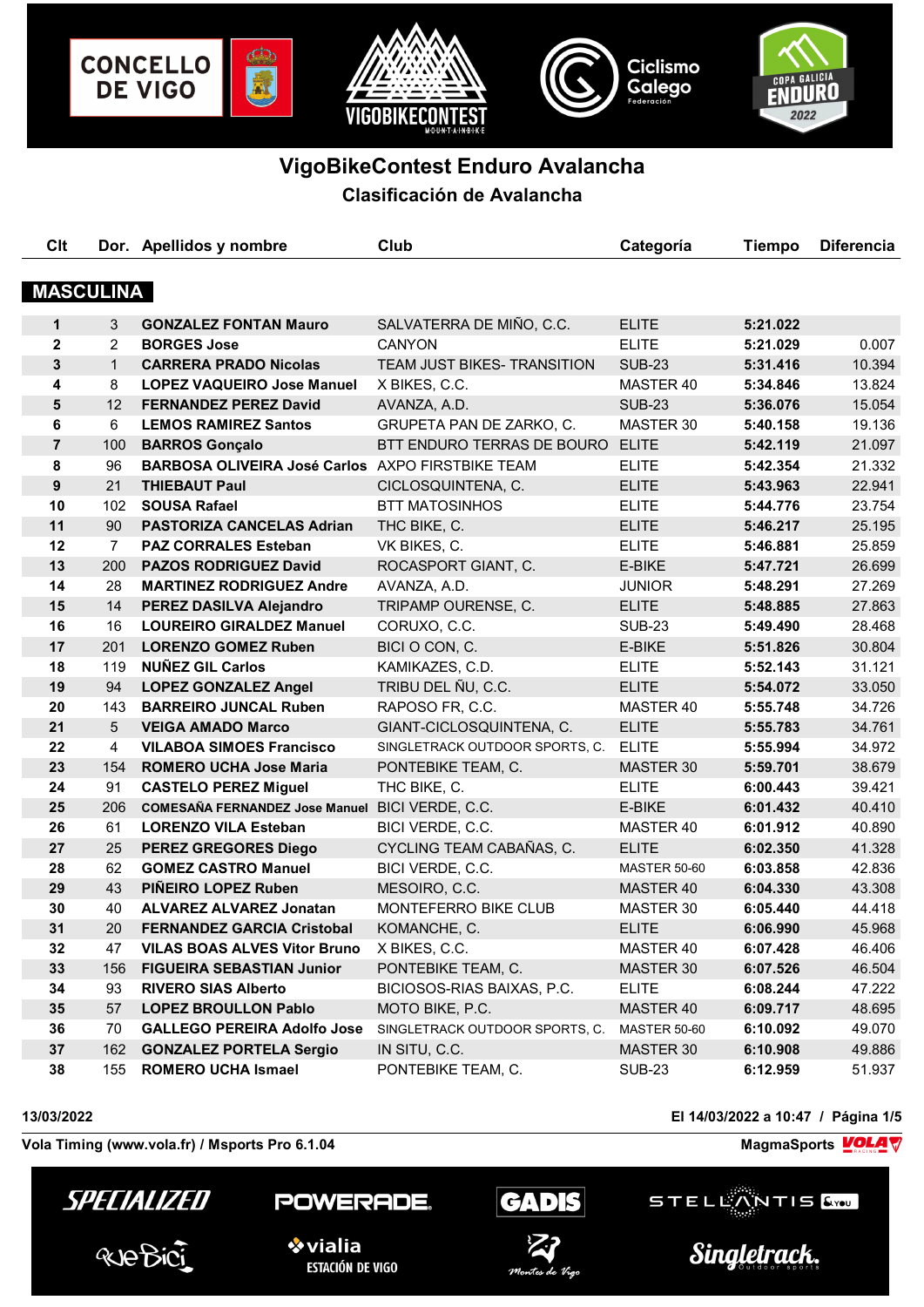# VigoBikeContest Enduro Avalancha

## Clasificación de Avalancha

### MASCULINA

| Clt | Dor. | Apellidos y nombre | Club | Categoría | Tiempo | Diferencia |
|---|---|---|---|---|---|---|
| 1 | 3 | **GONZALEZ FONTAN Mauro** | SALVATERRA DE MIÑO, C.C. | ELITE | **5:21.022** | |
| 2 | 2 | **BORGES Jose** | CANYON | ELITE | **5:21.029** | 0.007 |
| 3 | 1 | **CARRERA PRADO Nicolas** | TEAM JUST BIKES- TRANSITION | SUB-23 | **5:31.416** | 10.394 |
| 4 | 8 | **LOPEZ VAQUEIRO Jose Manuel** | X BIKES, C.C. | MASTER 40 | **5:34.846** | 13.824 |
| 5 | 12 | **FERNANDEZ PEREZ David** | AVANZA, A.D. | SUB-23 | **5:36.076** | 15.054 |
| 6 | 6 | **LEMOS RAMIREZ Santos** | GRUPETA PAN DE ZARKO, C. | MASTER 30 | **5:40.158** | 19.136 |
| 7 | 100 | **BARROS Gonçalo** | BTT ENDURO TERRAS DE BOURO | ELITE | **5:42.119** | 21.097 |
| 8 | 96 | **BARBOSA OLIVEIRA José Carlos** | AXPO FIRSTBIKE TEAM | ELITE | **5:42.354** | 21.332 |
| 9 | 21 | **THIEBAUT Paul** | CICLOSQUINTENA, C. | ELITE | **5:43.963** | 22.941 |
| 10 | 102 | **SOUSA Rafael** | BTT MATOSINHOS | ELITE | **5:44.776** | 23.754 |
| 11 | 90 | **PASTORIZA CANCELAS Adrian** | THC BIKE, C. | ELITE | **5:46.217** | 25.195 |
| 12 | 7 | **PAZ CORRALES Esteban** | VK BIKES, C. | ELITE | **5:46.881** | 25.859 |
| 13 | 200 | **PAZOS RODRIGUEZ David** | ROCASPORT GIANT, C. | E-BIKE | **5:47.721** | 26.699 |
| 14 | 28 | **MARTINEZ RODRIGUEZ Andre** | AVANZA, A.D. | JUNIOR | **5:48.291** | 27.269 |
| 15 | 14 | **PEREZ DASILVA Alejandro** | TRIPAMP OURENSE, C. | ELITE | **5:48.885** | 27.863 |
| 16 | 16 | **LOUREIRO GIRALDEZ Manuel** | CORUXO, C.C. | SUB-23 | **5:49.490** | 28.468 |
| 17 | 201 | **LORENZO GOMEZ Ruben** | BICI O CON, C. | E-BIKE | **5:51.826** | 30.804 |
| 18 | 119 | **NUÑEZ GIL Carlos** | KAMIKAZES, C.D. | ELITE | **5:52.143** | 31.121 |
| 19 | 94 | **LOPEZ GONZALEZ Angel** | TRIBU DEL ÑU, C.C. | ELITE | **5:54.072** | 33.050 |
| 20 | 143 | **BARREIRO JUNCAL Ruben** | RAPOSO FR, C.C. | MASTER 40 | **5:55.748** | 34.726 |
| 21 | 5 | **VEIGA AMADO Marco** | GIANT-CICLOSQUINTENA, C. | ELITE | **5:55.783** | 34.761 |
| 22 | 4 | **VILABOA SIMOES Francisco** | SINGLETRACK OUTDOOR SPORTS, C. | ELITE | **5:55.994** | 34.972 |
| 23 | 154 | **ROMERO UCHA Jose Maria** | PONTEBIKE TEAM, C. | MASTER 30 | **5:59.701** | 38.679 |
| 24 | 91 | **CASTELO PEREZ Miguel** | THC BIKE, C. | ELITE | **6:00.443** | 39.421 |
| 25 | 206 | **COMESAÑA FERNANDEZ Jose Manuel** | BICI VERDE, C.C. | E-BIKE | **6:01.432** | 40.410 |
| 26 | 61 | **LORENZO VILA Esteban** | BICI VERDE, C.C. | MASTER 40 | **6:01.912** | 40.890 |
| 27 | 25 | **PEREZ GREGORES Diego** | CYCLING TEAM CABAÑAS, C. | ELITE | **6:02.350** | 41.328 |
| 28 | 62 | **GOMEZ CASTRO Manuel** | BICI VERDE, C.C. | MASTER 50-60 | **6:03.858** | 42.836 |
| 29 | 43 | **PIÑEIRO LOPEZ Ruben** | MESOIRO, C.C. | MASTER 40 | **6:04.330** | 43.308 |
| 30 | 40 | **ALVAREZ ALVAREZ Jonatan** | MONTEFERRO BIKE CLUB | MASTER 30 | **6:05.440** | 44.418 |
| 31 | 20 | **FERNANDEZ GARCIA Cristobal** | KOMANCHE, C. | ELITE | **6:06.990** | 45.968 |
| 32 | 47 | **VILAS BOAS ALVES Vitor Bruno** | X BIKES, C.C. | MASTER 40 | **6:07.428** | 46.406 |
| 33 | 156 | **FIGUEIRA SEBASTIAN Junior** | PONTEBIKE TEAM, C. | MASTER 30 | **6:07.526** | 46.504 |
| 34 | 93 | **RIVERO SIAS Alberto** | BICIOSOS-RIAS BAIXAS, P.C. | ELITE | **6:08.244** | 47.222 |
| 35 | 57 | **LOPEZ BROULLON Pablo** | MOTO BIKE, P.C. | MASTER 40 | **6:09.717** | 48.695 |
| 36 | 70 | **GALLEGO PEREIRA Adolfo Jose** | SINGLETRACK OUTDOOR SPORTS, C. | MASTER 50-60 | **6:10.092** | 49.070 |
| 37 | 162 | **GONZALEZ PORTELA Sergio** | IN SITU, C.C. | MASTER 30 | **6:10.908** | 49.886 |
| 38 | 155 | **ROMERO UCHA Ismael** | PONTEBIKE TEAM, C. | SUB-23 | **6:12.959** | 51.937 |

**13/03/2022** **El 14/03/2022 a 10:47**

**Vola Timing (www.vola.fr) / Msports Pro 6.1.04** **MagmaSports**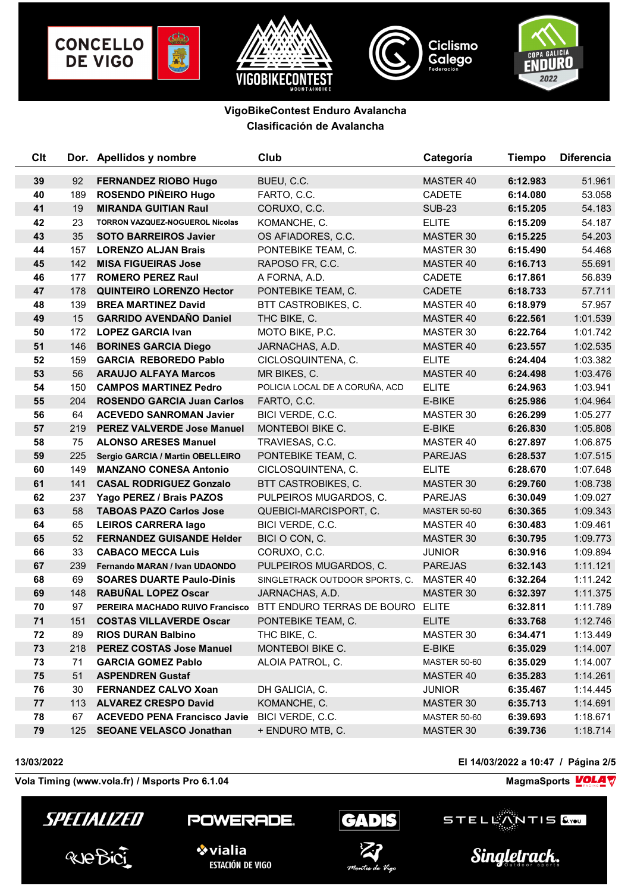**VigoBikeContest Enduro Avalancha**

**Clasificación de Avalancha**

| Clt | Dor. | Apellidos y nombre | Club | Categoría | Tiempo | Diferencia |
|---|---|---|---|---|---|---|
| 39 | 92 | FERNANDEZ RIOBO Hugo | BUEU, C.C. | MASTER 40 | 6:12.983 | 51.961 |
| 40 | 189 | ROSENDO PIÑEIRO Hugo | FARTO, C.C. | CADETE | 6:14.080 | 53.058 |
| 41 | 19 | MIRANDA GUITIAN Raul | CORUXO, C.C. | SUB-23 | 6:15.205 | 54.183 |
| 42 | 23 | TORRON VAZQUEZ-NOGUEROL Nicolas | KOMANCHE, C. | ELITE | 6:15.209 | 54.187 |
| 43 | 35 | SOTO BARREIROS Javier | OS AFIADORES, C.C. | MASTER 30 | 6:15.225 | 54.203 |
| 44 | 157 | LORENZO ALJAN Brais | PONTEBIKE TEAM, C. | MASTER 30 | 6:15.490 | 54.468 |
| 45 | 142 | MISA FIGUEIRAS Jose | RAPOSO FR, C.C. | MASTER 40 | 6:16.713 | 55.691 |
| 46 | 177 | ROMERO PEREZ Raul | A FORNA, A.D. | CADETE | 6:17.861 | 56.839 |
| 47 | 178 | QUINTEIRO LORENZO Hector | PONTEBIKE TEAM, C. | CADETE | 6:18.733 | 57.711 |
| 48 | 139 | BREA MARTINEZ David | BTT CASTROBIKES, C. | MASTER 40 | 6:18.979 | 57.957 |
| 49 | 15 | GARRIDO AVENDAÑO Daniel | THC BIKE, C. | MASTER 40 | 6:22.561 | 1:01.539 |
| 50 | 172 | LOPEZ GARCIA Ivan | MOTO BIKE, P.C. | MASTER 30 | 6:22.764 | 1:01.742 |
| 51 | 146 | BORINES GARCIA Diego | JARNACHAS, A.D. | MASTER 40 | 6:23.557 | 1:02.535 |
| 52 | 159 | GARCIA REBOREDO Pablo | CICLOSQUINTENA, C. | ELITE | 6:24.404 | 1:03.382 |
| 53 | 56 | ARAUJO ALFAYA Marcos | MR BIKES, C. | MASTER 40 | 6:24.498 | 1:03.476 |
| 54 | 150 | CAMPOS MARTINEZ Pedro | POLICIA LOCAL DE A CORUÑA, ACD | ELITE | 6:24.963 | 1:03.941 |
| 55 | 204 | ROSENDO GARCIA Juan Carlos | FARTO, C.C. | E-BIKE | 6:25.986 | 1:04.964 |
| 56 | 64 | ACEVEDO SANROMAN Javier | BICI VERDE, C.C. | MASTER 30 | 6:26.299 | 1:05.277 |
| 57 | 219 | PEREZ VALVERDE Jose Manuel | MONTEBOI BIKE C. | E-BIKE | 6:26.830 | 1:05.808 |
| 58 | 75 | ALONSO ARESES Manuel | TRAVIESAS, C.C. | MASTER 40 | 6:27.897 | 1:06.875 |
| 59 | 225 | Sergio GARCIA / Martin OBELLEIRO | PONTEBIKE TEAM, C. | PAREJAS | 6:28.537 | 1:07.515 |
| 60 | 149 | MANZANO CONESA Antonio | CICLOSQUINTENA, C. | ELITE | 6:28.670 | 1:07.648 |
| 61 | 141 | CASAL RODRIGUEZ Gonzalo | BTT CASTROBIKES, C. | MASTER 30 | 6:29.760 | 1:08.738 |
| 62 | 237 | Yago PEREZ / Brais PAZOS | PULPEIROS MUGARDOS, C. | PAREJAS | 6:30.049 | 1:09.027 |
| 63 | 58 | TABOAS PAZO Carlos Jose | QUEBICI-MARCISPORT, C. | MASTER 50-60 | 6:30.365 | 1:09.343 |
| 64 | 65 | LEIROS CARRERA Iago | BICI VERDE, C.C. | MASTER 40 | 6:30.483 | 1:09.461 |
| 65 | 52 | FERNANDEZ GUISANDE Helder | BICI O CON, C. | MASTER 30 | 6:30.795 | 1:09.773 |
| 66 | 33 | CABACO MECCA Luis | CORUXO, C.C. | JUNIOR | 6:30.916 | 1:09.894 |
| 67 | 239 | Fernando MARAN / Ivan UDAONDO | PULPEIROS MUGARDOS, C. | PAREJAS | 6:32.143 | 1:11.121 |
| 68 | 69 | SOARES DUARTE Paulo-Dinis | SINGLETRACK OUTDOOR SPORTS, C. | MASTER 40 | 6:32.264 | 1:11.242 |
| 69 | 148 | RABUÑAL LOPEZ Oscar | JARNACHAS, A.D. | MASTER 30 | 6:32.397 | 1:11.375 |
| 70 | 97 | PEREIRA MACHADO RUIVO Francisco | BTT ENDURO TERRAS DE BOURO | ELITE | 6:32.811 | 1:11.789 |
| 71 | 151 | COSTAS VILLAVERDE Oscar | PONTEBIKE TEAM, C. | ELITE | 6:33.768 | 1:12.746 |
| 72 | 89 | RIOS DURAN Balbino | THC BIKE, C. | MASTER 30 | 6:34.471 | 1:13.449 |
| 73 | 218 | PEREZ COSTAS Jose Manuel | MONTEBOI BIKE C. | E-BIKE | 6:35.029 | 1:14.007 |
| 73 | 71 | GARCIA GOMEZ Pablo | ALOIA PATROL, C. | MASTER 50-60 | 6:35.029 | 1:14.007 |
| 75 | 51 | ASPENDREN Gustaf | | MASTER 40 | 6:35.283 | 1:14.261 |
| 76 | 30 | FERNANDEZ CALVO Xoan | DH GALICIA, C. | JUNIOR | 6:35.467 | 1:14.445 |
| 77 | 113 | ALVAREZ CRESPO David | KOMANCHE, C. | MASTER 30 | 6:35.713 | 1:14.691 |
| 78 | 67 | ACEVEDO PENA Francisco Javie | BICI VERDE, C.C. | MASTER 50-60 | 6:39.693 | 1:18.671 |
| 79 | 125 | SEOANE VELASCO Jonathan | + ENDURO MTB, C. | MASTER 30 | 6:39.736 | 1:18.714 |

13/03/2022 — El 14/03/2022 a 10:47

Vola Timing (www.vola.fr) / Msports Pro 6.1.04 — MagmaSports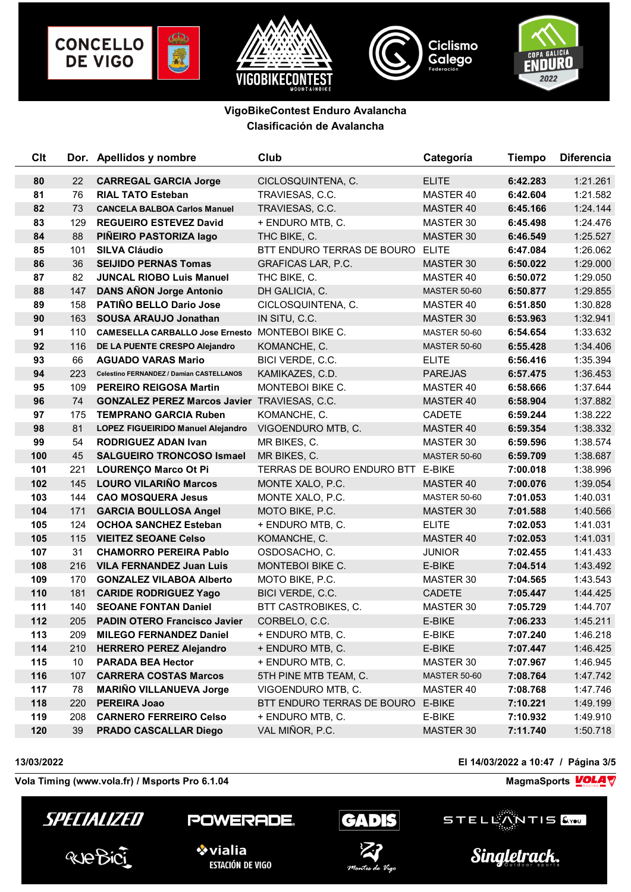**VigoBikeContest Enduro Avalancha**

**Clasificación de Avalancha**

| Clt | Dor. | Apellidos y nombre | Club | Categoría | Tiempo | Diferencia |
|---|---|---|---|---|---|---|
| **80** | 22 | **CARREGAL GARCIA Jorge** | CICLOSQUINTENA, C. | ELITE | **6:42.283** | 1:21.261 |
| **81** | 76 | **RIAL TATO Esteban** | TRAVIESAS, C.C. | MASTER 40 | **6:42.604** | 1:21.582 |
| **82** | 73 | **CANCELA BALBOA Carlos Manuel** | TRAVIESAS, C.C. | MASTER 40 | **6:45.166** | 1:24.144 |
| **83** | 129 | **REGUEIRO ESTEVEZ David** | + ENDURO MTB, C. | MASTER 30 | **6:45.498** | 1:24.476 |
| **84** | 88 | **PIÑEIRO PASTORIZA Iago** | THC BIKE, C. | MASTER 30 | **6:46.549** | 1:25.527 |
| **85** | 101 | **SILVA Cláudio** | BTT ENDURO TERRAS DE BOURO | ELITE | **6:47.084** | 1:26.062 |
| **86** | 36 | **SEIJIDO PERNAS Tomas** | GRAFICAS LAR, P.C. | MASTER 30 | **6:50.022** | 1:29.000 |
| **87** | 82 | **JUNCAL RIOBO Luis Manuel** | THC BIKE, C. | MASTER 40 | **6:50.072** | 1:29.050 |
| **88** | 147 | **DANS AÑON Jorge Antonio** | DH GALICIA, C. | MASTER 50-60 | **6:50.877** | 1:29.855 |
| **89** | 158 | **PATIÑO BELLO Dario Jose** | CICLOSQUINTENA, C. | MASTER 40 | **6:51.850** | 1:30.828 |
| **90** | 163 | **SOUSA ARAUJO Jonathan** | IN SITU, C.C. | MASTER 30 | **6:53.963** | 1:32.941 |
| **91** | 110 | **CAMESELLA CARBALLO Jose Ernesto** | MONTEBOI BIKE C. | MASTER 50-60 | **6:54.654** | 1:33.632 |
| **92** | 116 | **DE LA PUENTE CRESPO Alejandro** | KOMANCHE, C. | MASTER 50-60 | **6:55.428** | 1:34.406 |
| **93** | 66 | **AGUADO VARAS Mario** | BICI VERDE, C.C. | ELITE | **6:56.416** | 1:35.394 |
| **94** | 223 | **Celestino FERNANDEZ / Damian CASTELLANOS** | KAMIKAZES, C.D. | PAREJAS | **6:57.475** | 1:36.453 |
| **95** | 109 | **PEREIRO REIGOSA Martin** | MONTEBOI BIKE C. | MASTER 40 | **6:58.666** | 1:37.644 |
| **96** | 74 | **GONZALEZ PEREZ Marcos Javier** | TRAVIESAS, C.C. | MASTER 40 | **6:58.904** | 1:37.882 |
| **97** | 175 | **TEMPRANO GARCIA Ruben** | KOMANCHE, C. | CADETE | **6:59.244** | 1:38.222 |
| **98** | 81 | **LOPEZ FIGUEIRIDO Manuel Alejandro** | VIGOENDURO MTB, C. | MASTER 40 | **6:59.354** | 1:38.332 |
| **99** | 54 | **RODRIGUEZ ADAN Ivan** | MR BIKES, C. | MASTER 30 | **6:59.596** | 1:38.574 |
| **100** | 45 | **SALGUEIRO TRONCOSO Ismael** | MR BIKES, C. | MASTER 50-60 | **6:59.709** | 1:38.687 |
| **101** | 221 | **LOURENÇO Marco Ot Pi** | TERRAS DE BOURO ENDURO BTT | E-BIKE | **7:00.018** | 1:38.996 |
| **102** | 145 | **LOURO VILARIÑO Marcos** | MONTE XALO, P.C. | MASTER 40 | **7:00.076** | 1:39.054 |
| **103** | 144 | **CAO MOSQUERA Jesus** | MONTE XALO, P.C. | MASTER 50-60 | **7:01.053** | 1:40.031 |
| **104** | 171 | **GARCIA BOULLOSA Angel** | MOTO BIKE, P.C. | MASTER 30 | **7:01.588** | 1:40.566 |
| **105** | 124 | **OCHOA SANCHEZ Esteban** | + ENDURO MTB, C. | ELITE | **7:02.053** | 1:41.031 |
| **105** | 115 | **VIEITEZ SEOANE Celso** | KOMANCHE, C. | MASTER 40 | **7:02.053** | 1:41.031 |
| **107** | 31 | **CHAMORRO PEREIRA Pablo** | OSDOSACHO, C. | JUNIOR | **7:02.455** | 1:41.433 |
| **108** | 216 | **VILA FERNANDEZ Juan Luis** | MONTEBOI BIKE C. | E-BIKE | **7:04.514** | 1:43.492 |
| **109** | 170 | **GONZALEZ VILABOA Alberto** | MOTO BIKE, P.C. | MASTER 30 | **7:04.565** | 1:43.543 |
| **110** | 181 | **CARIDE RODRIGUEZ Yago** | BICI VERDE, C.C. | CADETE | **7:05.447** | 1:44.425 |
| **111** | 140 | **SEOANE FONTAN Daniel** | BTT CASTROBIKES, C. | MASTER 30 | **7:05.729** | 1:44.707 |
| **112** | 205 | **PADIN OTERO Francisco Javier** | CORBELO, C.C. | E-BIKE | **7:06.233** | 1:45.211 |
| **113** | 209 | **MILEGO FERNANDEZ Daniel** | + ENDURO MTB, C. | E-BIKE | **7:07.240** | 1:46.218 |
| **114** | 210 | **HERRERO PEREZ Alejandro** | + ENDURO MTB, C. | E-BIKE | **7:07.447** | 1:46.425 |
| **115** | 10 | **PARADA BEA Hector** | + ENDURO MTB, C. | MASTER 30 | **7:07.967** | 1:46.945 |
| **116** | 107 | **CARRERA COSTAS Marcos** | 5TH PINE MTB TEAM, C. | MASTER 50-60 | **7:08.764** | 1:47.742 |
| **117** | 78 | **MARIÑO VILLANUEVA Jorge** | VIGOENDURO MTB, C. | MASTER 40 | **7:08.768** | 1:47.746 |
| **118** | 220 | **PEREIRA Joao** | BTT ENDURO TERRAS DE BOURO | E-BIKE | **7:10.221** | 1:49.199 |
| **119** | 208 | **CARNERO FERREIRO Celso** | + ENDURO MTB, C. | E-BIKE | **7:10.932** | 1:49.910 |
| **120** | 39 | **PRADO CASCALLAR Diego** | VAL MIÑOR, P.C. | MASTER 30 | **7:11.740** | 1:50.718 |

**13/03/2022** — **El 14/03/2022 a 10:47**

**Vola Timing (www.vola.fr) / Msports Pro 6.1.04** — **MagmaSports**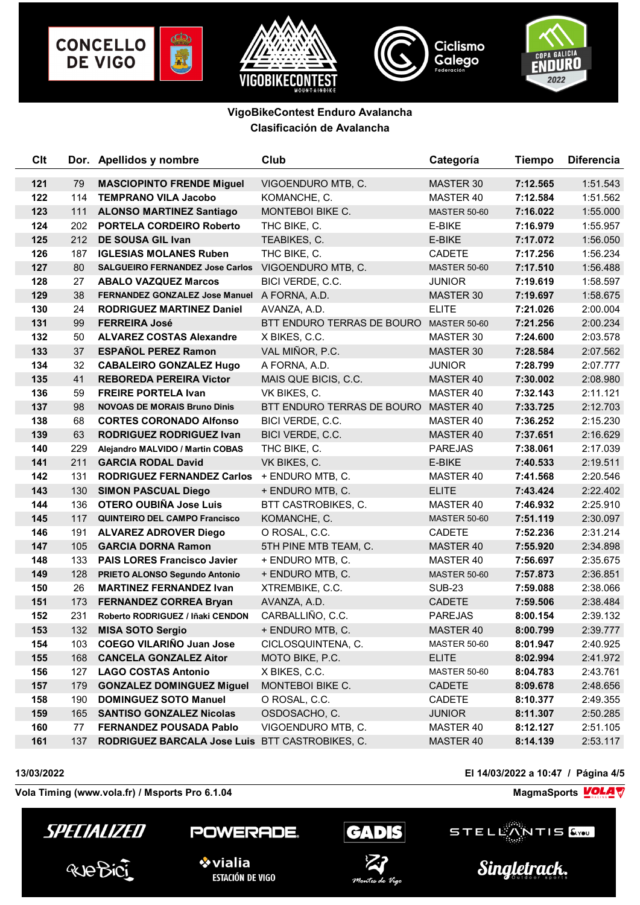**VigoBikeContest Enduro Avalancha**
**Clasificación de Avalancha**

| Clt | Dor. | Apellidos y nombre | Club | Categoría | Tiempo | Diferencia |
|---|---|---|---|---|---|---|
| 121 | 79 | MASCIOPINTO FRENDE Miguel | VIGOENDURO MTB, C. | MASTER 30 | 7:12.565 | 1:51.543 |
| 122 | 114 | TEMPRANO VILA Jacobo | KOMANCHE, C. | MASTER 40 | 7:12.584 | 1:51.562 |
| 123 | 111 | ALONSO MARTINEZ Santiago | MONTEBOI BIKE C. | MASTER 50-60 | 7:16.022 | 1:55.000 |
| 124 | 202 | PORTELA CORDEIRO Roberto | THC BIKE, C. | E-BIKE | 7:16.979 | 1:55.957 |
| 125 | 212 | DE SOUSA GIL Ivan | TEABIKES, C. | E-BIKE | 7:17.072 | 1:56.050 |
| 126 | 187 | IGLESIAS MOLANES Ruben | THC BIKE, C. | CADETE | 7:17.256 | 1:56.234 |
| 127 | 80 | SALGUEIRO FERNANDEZ Jose Carlos | VIGOENDURO MTB, C. | MASTER 50-60 | 7:17.510 | 1:56.488 |
| 128 | 27 | ABALO VAZQUEZ Marcos | BICI VERDE, C.C. | JUNIOR | 7:19.619 | 1:58.597 |
| 129 | 38 | FERNANDEZ GONZALEZ Jose Manuel | A FORNA, A.D. | MASTER 30 | 7:19.697 | 1:58.675 |
| 130 | 24 | RODRIGUEZ MARTINEZ Daniel | AVANZA, A.D. | ELITE | 7:21.026 | 2:00.004 |
| 131 | 99 | FERREIRA José | BTT ENDURO TERRAS DE BOURO | MASTER 50-60 | 7:21.256 | 2:00.234 |
| 132 | 50 | ALVAREZ COSTAS Alexandre | X BIKES, C.C. | MASTER 30 | 7:24.600 | 2:03.578 |
| 133 | 37 | ESPAÑOL PEREZ Ramon | VAL MIÑOR, P.C. | MASTER 30 | 7:28.584 | 2:07.562 |
| 134 | 32 | CABALEIRO GONZALEZ Hugo | A FORNA, A.D. | JUNIOR | 7:28.799 | 2:07.777 |
| 135 | 41 | REBOREDA PEREIRA Victor | MAIS QUE BICIS, C.C. | MASTER 40 | 7:30.002 | 2:08.980 |
| 136 | 59 | FREIRE PORTELA Ivan | VK BIKES, C. | MASTER 40 | 7:32.143 | 2:11.121 |
| 137 | 98 | NOVOAS DE MORAIS Bruno Dinis | BTT ENDURO TERRAS DE BOURO | MASTER 40 | 7:33.725 | 2:12.703 |
| 138 | 68 | CORTES CORONADO Alfonso | BICI VERDE, C.C. | MASTER 40 | 7:36.252 | 2:15.230 |
| 139 | 63 | RODRIGUEZ RODRIGUEZ Ivan | BICI VERDE, C.C. | MASTER 40 | 7:37.651 | 2:16.629 |
| 140 | 229 | Alejandro MALVIDO / Martin COBAS | THC BIKE, C. | PAREJAS | 7:38.061 | 2:17.039 |
| 141 | 211 | GARCIA RODAL David | VK BIKES, C. | E-BIKE | 7:40.533 | 2:19.511 |
| 142 | 131 | RODRIGUEZ FERNANDEZ Carlos | + ENDURO MTB, C. | MASTER 40 | 7:41.568 | 2:20.546 |
| 143 | 130 | SIMON PASCUAL Diego | + ENDURO MTB, C. | ELITE | 7:43.424 | 2:22.402 |
| 144 | 136 | OTERO OUBIÑA Jose Luis | BTT CASTROBIKES, C. | MASTER 40 | 7:46.932 | 2:25.910 |
| 145 | 117 | QUINTEIRO DEL CAMPO Francisco | KOMANCHE, C. | MASTER 50-60 | 7:51.119 | 2:30.097 |
| 146 | 191 | ALVAREZ ADROVER Diego | O ROSAL, C.C. | CADETE | 7:52.236 | 2:31.214 |
| 147 | 105 | GARCIA DORNA Ramon | 5TH PINE MTB TEAM, C. | MASTER 40 | 7:55.920 | 2:34.898 |
| 148 | 133 | PAIS LORES Francisco Javier | + ENDURO MTB, C. | MASTER 40 | 7:56.697 | 2:35.675 |
| 149 | 128 | PRIETO ALONSO Segundo Antonio | + ENDURO MTB, C. | MASTER 50-60 | 7:57.873 | 2:36.851 |
| 150 | 26 | MARTINEZ FERNANDEZ Ivan | XTREMBIKE, C.C. | SUB-23 | 7:59.088 | 2:38.066 |
| 151 | 173 | FERNANDEZ CORREA Bryan | AVANZA, A.D. | CADETE | 7:59.506 | 2:38.484 |
| 152 | 231 | Roberto RODRIGUEZ / Iñaki CENDON | CARBALLIÑO, C.C. | PAREJAS | 8:00.154 | 2:39.132 |
| 153 | 132 | MISA SOTO Sergio | + ENDURO MTB, C. | MASTER 40 | 8:00.799 | 2:39.777 |
| 154 | 103 | COEGO VILARIÑO Juan Jose | CICLOSQUINTENA, C. | MASTER 50-60 | 8:01.947 | 2:40.925 |
| 155 | 168 | CANCELA GONZALEZ Aitor | MOTO BIKE, P.C. | ELITE | 8:02.994 | 2:41.972 |
| 156 | 127 | LAGO COSTAS Antonio | X BIKES, C.C. | MASTER 50-60 | 8:04.783 | 2:43.761 |
| 157 | 179 | GONZALEZ DOMINGUEZ Miguel | MONTEBOI BIKE C. | CADETE | 8:09.678 | 2:48.656 |
| 158 | 190 | DOMINGUEZ SOTO Manuel | O ROSAL, C.C. | CADETE | 8:10.377 | 2:49.355 |
| 159 | 165 | SANTISO GONZALEZ Nicolas | OSDOSACHO, C. | JUNIOR | 8:11.307 | 2:50.285 |
| 160 | 77 | FERNANDEZ POUSADA Pablo | VIGOENDURO MTB, C. | MASTER 40 | 8:12.127 | 2:51.105 |
| 161 | 137 | RODRIGUEZ BARCALA Jose Luis | BTT CASTROBIKES, C. | MASTER 40 | 8:14.139 | 2:53.117 |

13/03/2022 — El 14/03/2022 a 10:47

Vola Timing (www.vola.fr) / Msports Pro 6.1.04 — MagmaSports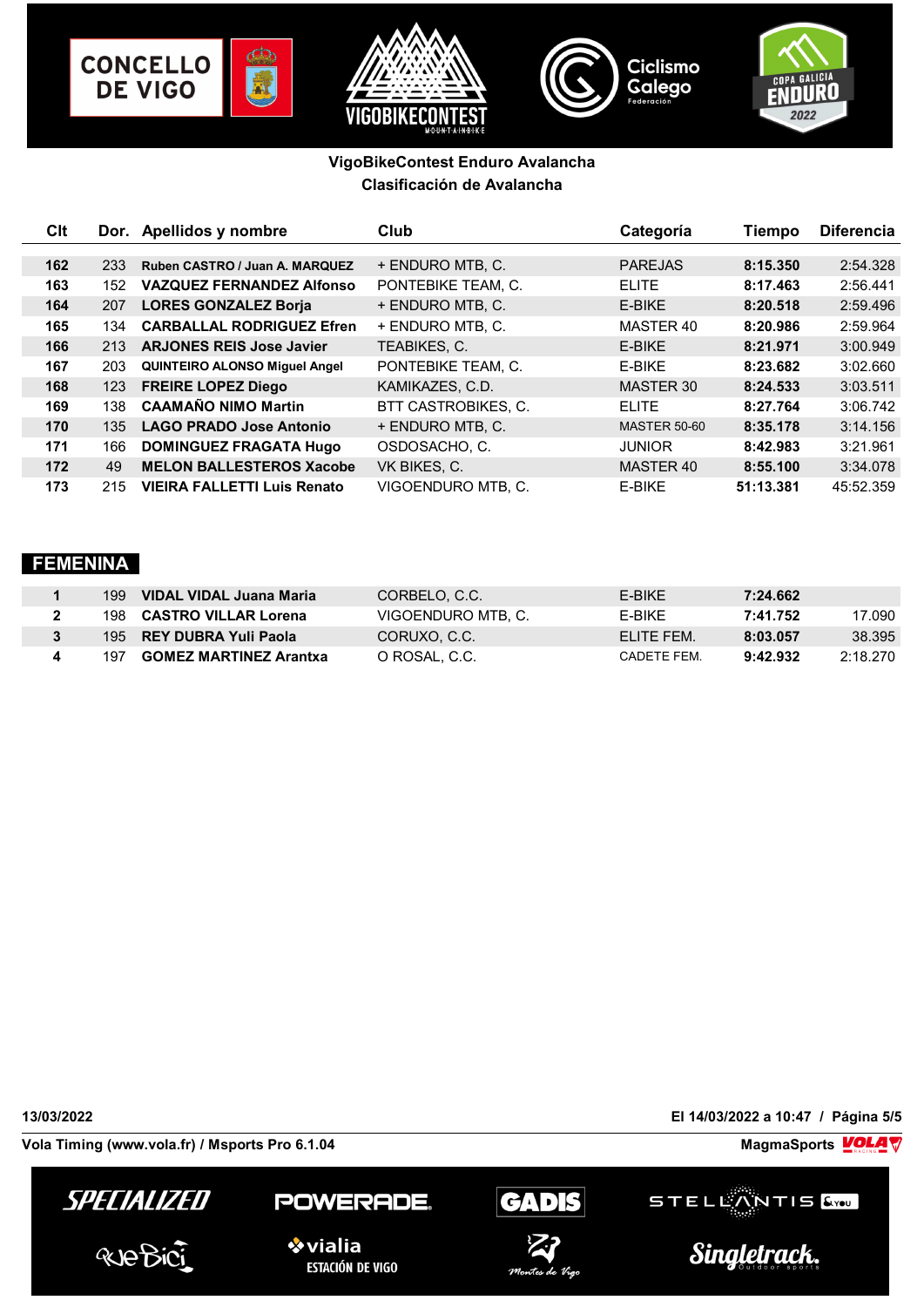**VigoBikeContest Enduro Avalancha**
**Clasificación de Avalancha**

| Clt | Dor. | Apellidos y nombre | Club | Categoría | Tiempo | Diferencia |
|---|---|---|---|---|---|---|
| **162** | 233 | **Ruben CASTRO / Juan A. MARQUEZ** | + ENDURO MTB, C. | PAREJAS | **8:15.350** | 2:54.328 |
| **163** | 152 | **VAZQUEZ FERNANDEZ Alfonso** | PONTEBIKE TEAM, C. | ELITE | **8:17.463** | 2:56.441 |
| **164** | 207 | **LORES GONZALEZ Borja** | + ENDURO MTB, C. | E-BIKE | **8:20.518** | 2:59.496 |
| **165** | 134 | **CARBALLAL RODRIGUEZ Efren** | + ENDURO MTB, C. | MASTER 40 | **8:20.986** | 2:59.964 |
| **166** | 213 | **ARJONES REIS Jose Javier** | TEABIKES, C. | E-BIKE | **8:21.971** | 3:00.949 |
| **167** | 203 | **QUINTEIRO ALONSO Miguel Angel** | PONTEBIKE TEAM, C. | E-BIKE | **8:23.682** | 3:02.660 |
| **168** | 123 | **FREIRE LOPEZ Diego** | KAMIKAZES, C.D. | MASTER 30 | **8:24.533** | 3:03.511 |
| **169** | 138 | **CAAMAÑO NIMO Martin** | BTT CASTROBIKES, C. | ELITE | **8:27.764** | 3:06.742 |
| **170** | 135 | **LAGO PRADO Jose Antonio** | + ENDURO MTB, C. | MASTER 50-60 | **8:35.178** | 3:14.156 |
| **171** | 166 | **DOMINGUEZ FRAGATA Hugo** | OSDOSACHO, C. | JUNIOR | **8:42.983** | 3:21.961 |
| **172** | 49 | **MELON BALLESTEROS Xacobe** | VK BIKES, C. | MASTER 40 | **8:55.100** | 3:34.078 |
| **173** | 215 | **VIEIRA FALLETTI Luis Renato** | VIGOENDURO MTB, C. | E-BIKE | **51:13.381** | 45:52.359 |

## FEMENINA

| Clt | Dor. | Apellidos y nombre | Club | Categoría | Tiempo | Diferencia |
|---|---|---|---|---|---|---|
| **1** | 199 | **VIDAL VIDAL Juana Maria** | CORBELO, C.C. | E-BIKE | **7:24.662** | |
| **2** | 198 | **CASTRO VILLAR Lorena** | VIGOENDURO MTB, C. | E-BIKE | **7:41.752** | 17.090 |
| **3** | 195 | **REY DUBRA Yuli Paola** | CORUXO, C.C. | ELITE FEM. | **8:03.057** | 38.395 |
| **4** | 197 | **GOMEZ MARTINEZ Arantxa** | O ROSAL, C.C. | CADETE FEM. | **9:42.932** | 2:18.270 |

**13/03/2022** **El 14/03/2022 a 10:47**

**Vola Timing (www.vola.fr) / Msports Pro 6.1.04** **MagmaSports**